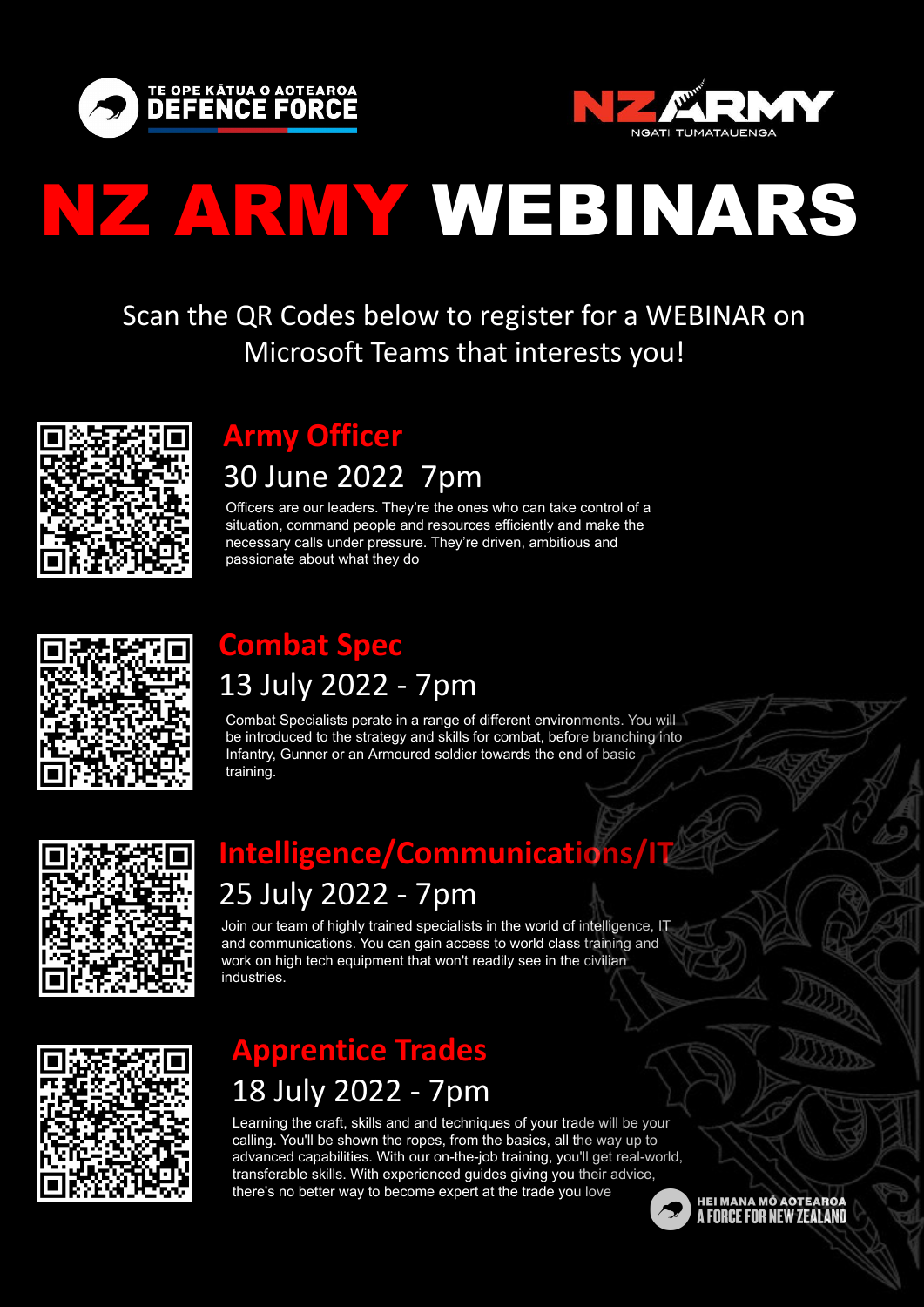TE OPE KĀTUA O AOTEAROA
DEFENCE FORCE

NZ ARMY
NGATI TUMATAUENGA

# NZ ARMY WEBINARS

Scan the QR Codes below to register for a WEBINAR on Microsoft Teams that interests you!

## Army Officer

### 30 June 2022 7pm

Officers are our leaders. They're the ones who can take control of a situation, command people and resources efficiently and make the necessary calls under pressure. They're driven, ambitious and passionate about what they do

## Combat Spec

### 13 July 2022 - 7pm

Combat Specialists perate in a range of different environments. You will be introduced to the strategy and skills for combat, before branching into Infantry, Gunner or an Armoured soldier towards the end of basic training.

## Intelligence/Communications/IT

### 25 July 2022 - 7pm

Join our team of highly trained specialists in the world of intelligence, IT and communications. You can gain access to world class training and work on high tech equipment that won't readily see in the civilian industries.

## Apprentice Trades

### 18 July 2022 - 7pm

Learning the craft, skills and and techniques of your trade will be your calling. You'll be shown the ropes, from the basics, all the way up to advanced capabilities. With our on-the-job training, you'll get real-world, transferable skills. With experienced guides giving you their advice, there's no better way to become expert at the trade you love

HEI MANA MŌ AOTEAROA
A FORCE FOR NEW ZEALAND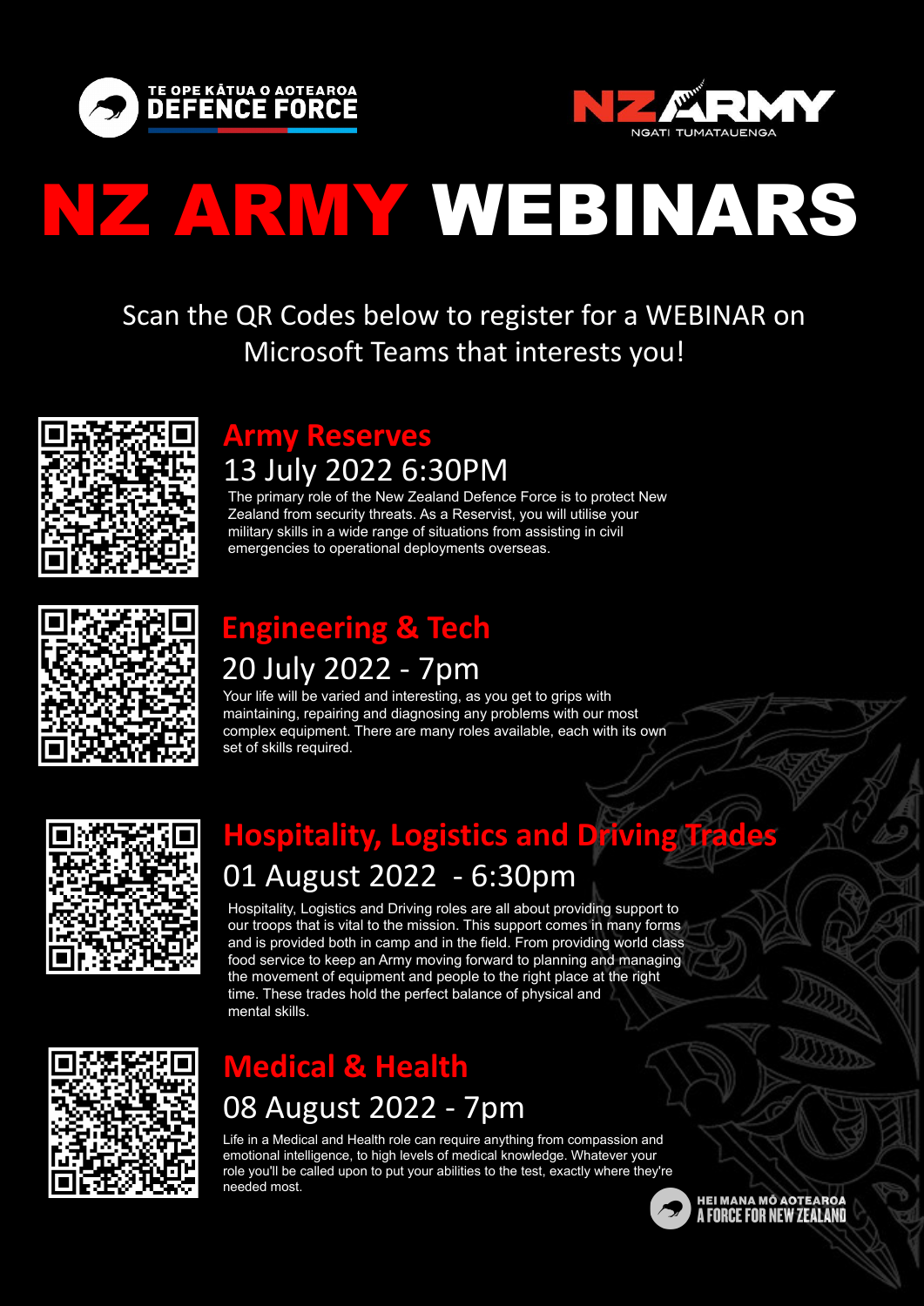TE OPE KĀTUA O AOTEAROA
DEFENCE FORCE

NZ ARMY
NGATI TUMATAUENGA

# NZ ARMY WEBINARS

Scan the QR Codes below to register for a WEBINAR on Microsoft Teams that interests you!

## Army Reserves

### 13 July 2022 6:30PM

The primary role of the New Zealand Defence Force is to protect New Zealand from security threats. As a Reservist, you will utilise your military skills in a wide range of situations from assisting in civil emergencies to operational deployments overseas.

## Engineering & Tech

### 20 July 2022 - 7pm

Your life will be varied and interesting, as you get to grips with maintaining, repairing and diagnosing any problems with our most complex equipment. There are many roles available, each with its own set of skills required.

## Hospitality, Logistics and Driving Trades

### 01 August 2022 - 6:30pm

Hospitality, Logistics and Driving roles are all about providing support to our troops that is vital to the mission. This support comes in many forms and is provided both in camp and in the field. From providing world class food service to keep an Army moving forward to planning and managing the movement of equipment and people to the right place at the right time. These trades hold the perfect balance of physical and mental skills.

## Medical & Health

### 08 August 2022 - 7pm

Life in a Medical and Health role can require anything from compassion and emotional intelligence, to high levels of medical knowledge. Whatever your role you'll be called upon to put your abilities to the test, exactly where they're needed most.

HEI MANA MŌ AOTEAROA
A FORCE FOR NEW ZEALAND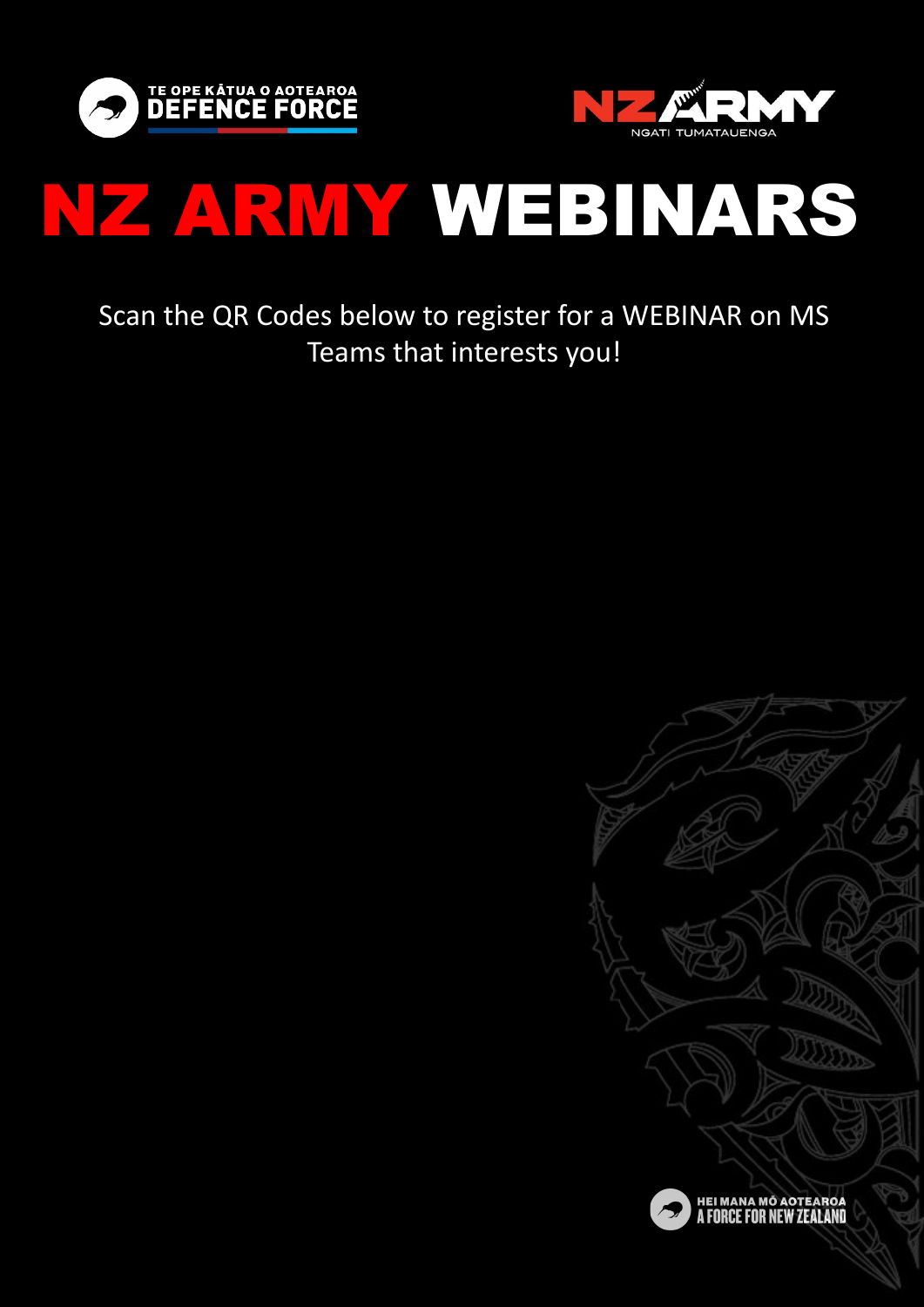TE OPE KĀTUA O AOTEAROA
DEFENCE FORCE

NZ ARMY
NGATI TUMATAUENGA

# NZ ARMY WEBINARS

Scan the QR Codes below to register for a WEBINAR on MS Teams that interests you!

HEI MANA MŌ AOTEAROA
A FORCE FOR NEW ZEALAND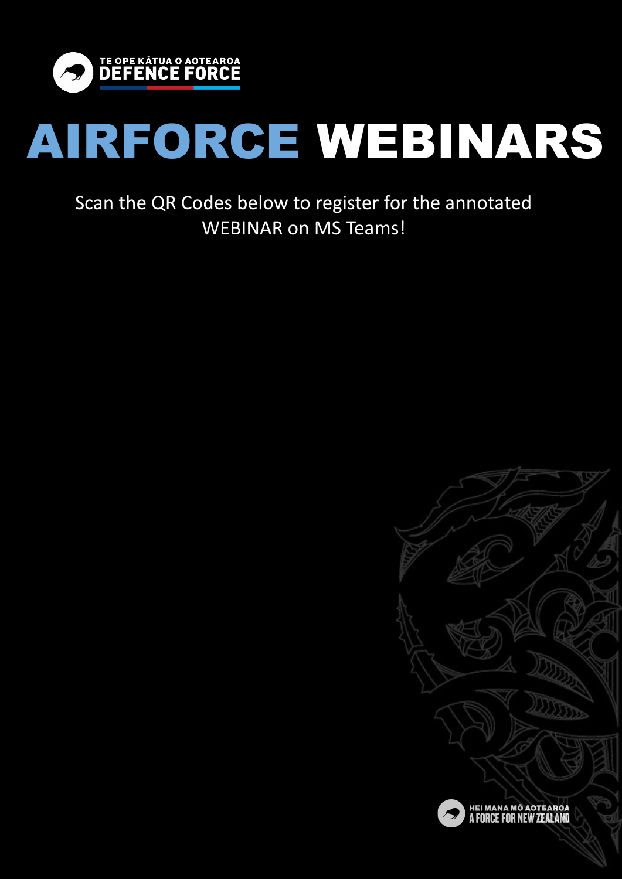TE OPE KĀTUA O AOTEAROA
DEFENCE FORCE

# AIRFORCE WEBINARS

Scan the QR Codes below to register for the annotated WEBINAR on MS Teams!

HEI MANA MŌ AOTEAROA
A FORCE FOR NEW ZEALAND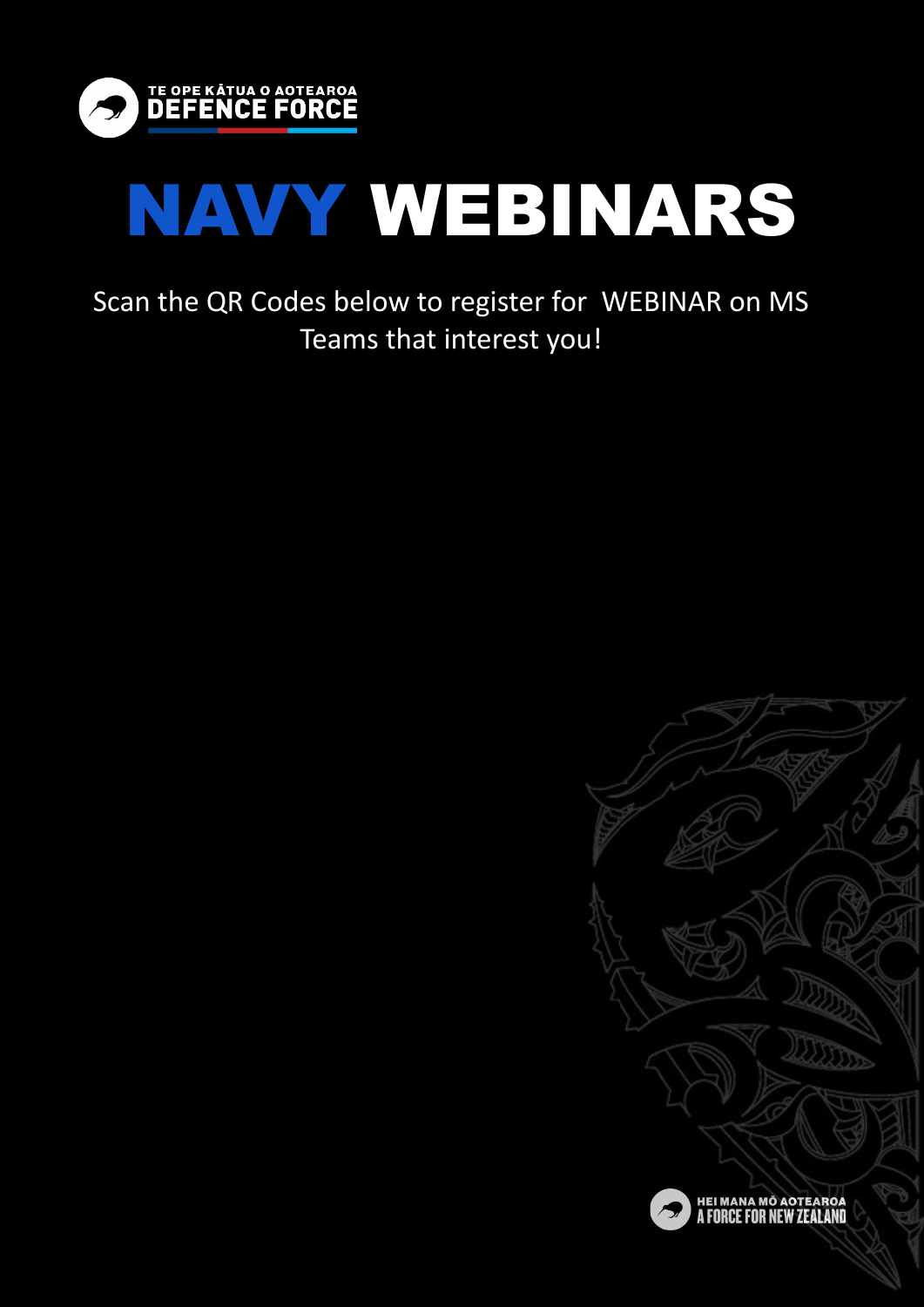TE OPE KĀTUA O AOTEAROA
DEFENCE FORCE

# NAVY WEBINARS

Scan the QR Codes below to register for WEBINAR on MS Teams that interest you!

HEI MANA MŌ AOTEAROA
A FORCE FOR NEW ZEALAND